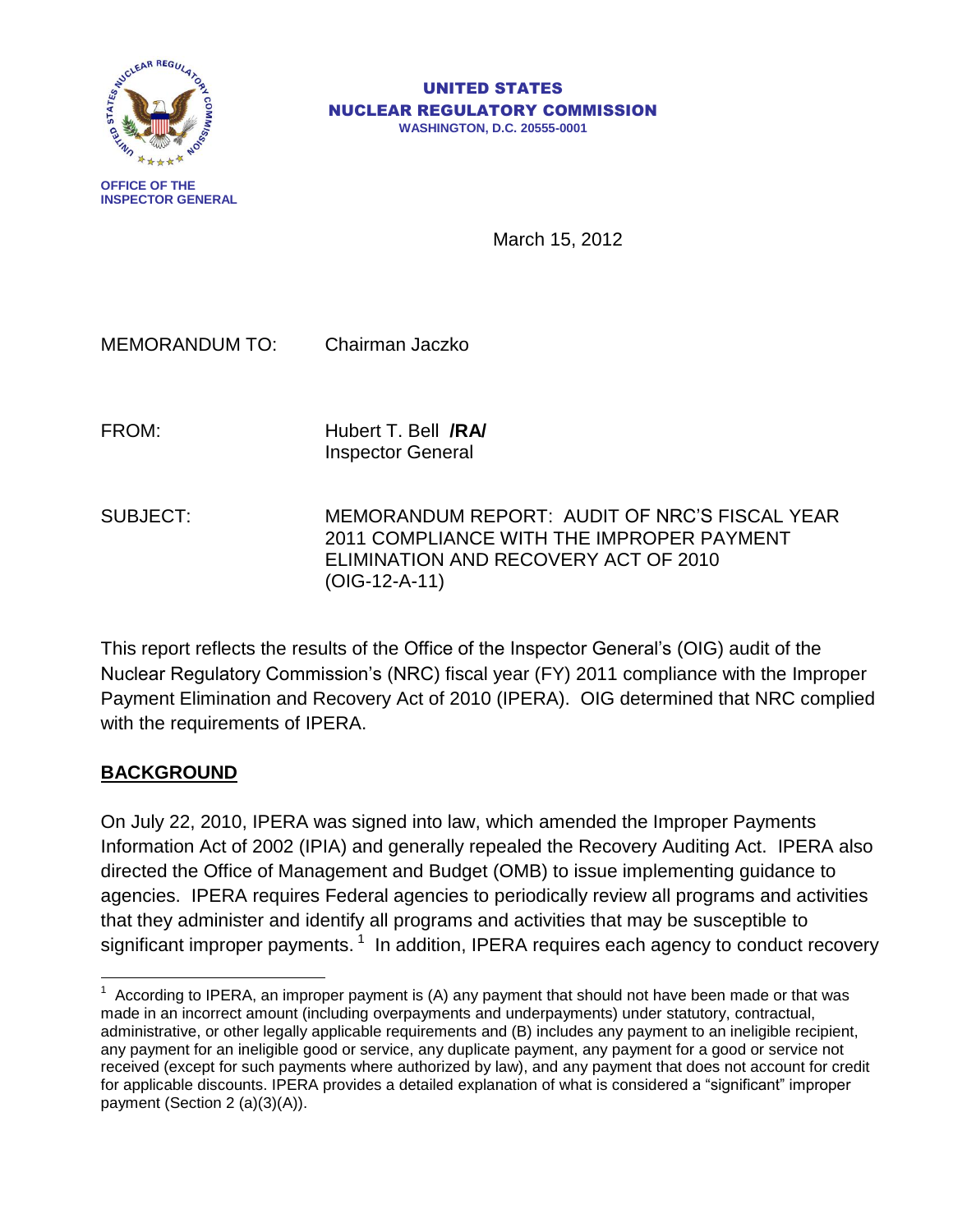**UNITED STATES**
**NUCLEAR REGULATORY COMMISSION**
**WASHINGTON, D.C. 20555-0001**

**OFFICE OF THE INSPECTOR GENERAL**

March 15, 2012

MEMORANDUM TO: Chairman Jaczko

FROM: Hubert T. Bell **/RA/**
Inspector General

SUBJECT: MEMORANDUM REPORT: AUDIT OF NRC'S FISCAL YEAR 2011 COMPLIANCE WITH THE IMPROPER PAYMENT ELIMINATION AND RECOVERY ACT OF 2010 (OIG-12-A-11)

This report reflects the results of the Office of the Inspector General's (OIG) audit of the Nuclear Regulatory Commission's (NRC) fiscal year (FY) 2011 compliance with the Improper Payment Elimination and Recovery Act of 2010 (IPERA). OIG determined that NRC complied with the requirements of IPERA.

## BACKGROUND

On July 22, 2010, IPERA was signed into law, which amended the Improper Payments Information Act of 2002 (IPIA) and generally repealed the Recovery Auditing Act. IPERA also directed the Office of Management and Budget (OMB) to issue implementing guidance to agencies. IPERA requires Federal agencies to periodically review all programs and activities that they administer and identify all programs and activities that may be susceptible to significant improper payments. [1] In addition, IPERA requires each agency to conduct recovery

[1] According to IPERA, an improper payment is (A) any payment that should not have been made or that was made in an incorrect amount (including overpayments and underpayments) under statutory, contractual, administrative, or other legally applicable requirements and (B) includes any payment to an ineligible recipient, any payment for an ineligible good or service, any duplicate payment, any payment for a good or service not received (except for such payments where authorized by law), and any payment that does not account for credit for applicable discounts. IPERA provides a detailed explanation of what is considered a "significant" improper payment (Section 2 (a)(3)(A)).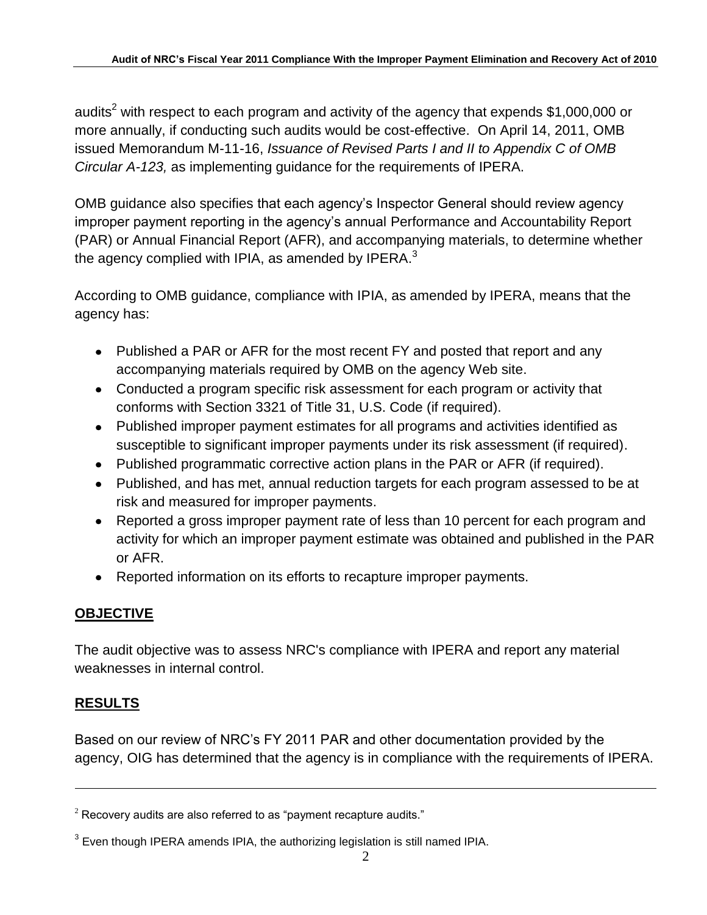audits[2] with respect to each program and activity of the agency that expends $1,000,000 or more annually, if conducting such audits would be cost-effective. On April 14, 2011, OMB issued Memorandum M-11-16, *Issuance of Revised Parts I and II to Appendix C of OMB Circular A-123,* as implementing guidance for the requirements of IPERA.

OMB guidance also specifies that each agency's Inspector General should review agency improper payment reporting in the agency's annual Performance and Accountability Report (PAR) or Annual Financial Report (AFR), and accompanying materials, to determine whether the agency complied with IPIA, as amended by IPERA.[3]

According to OMB guidance, compliance with IPIA, as amended by IPERA, means that the agency has:

- Published a PAR or AFR for the most recent FY and posted that report and any accompanying materials required by OMB on the agency Web site.
- Conducted a program specific risk assessment for each program or activity that conforms with Section 3321 of Title 31, U.S. Code (if required).
- Published improper payment estimates for all programs and activities identified as susceptible to significant improper payments under its risk assessment (if required).
- Published programmatic corrective action plans in the PAR or AFR (if required).
- Published, and has met, annual reduction targets for each program assessed to be at risk and measured for improper payments.
- Reported a gross improper payment rate of less than 10 percent for each program and activity for which an improper payment estimate was obtained and published in the PAR or AFR.
- Reported information on its efforts to recapture improper payments.

## OBJECTIVE

The audit objective was to assess NRC's compliance with IPERA and report any material weaknesses in internal control.

## RESULTS

Based on our review of NRC's FY 2011 PAR and other documentation provided by the agency, OIG has determined that the agency is in compliance with the requirements of IPERA.

---

[2] Recovery audits are also referred to as "payment recapture audits."

[3] Even though IPERA amends IPIA, the authorizing legislation is still named IPIA.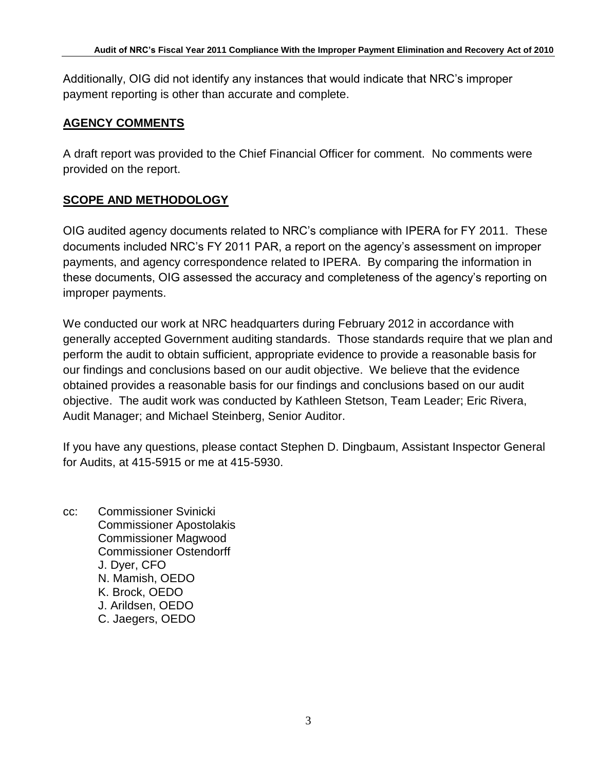Additionally, OIG did not identify any instances that would indicate that NRC's improper payment reporting is other than accurate and complete.

## AGENCY COMMENTS

A draft report was provided to the Chief Financial Officer for comment. No comments were provided on the report.

## SCOPE AND METHODOLOGY

OIG audited agency documents related to NRC's compliance with IPERA for FY 2011. These documents included NRC's FY 2011 PAR, a report on the agency's assessment on improper payments, and agency correspondence related to IPERA. By comparing the information in these documents, OIG assessed the accuracy and completeness of the agency's reporting on improper payments.

We conducted our work at NRC headquarters during February 2012 in accordance with generally accepted Government auditing standards. Those standards require that we plan and perform the audit to obtain sufficient, appropriate evidence to provide a reasonable basis for our findings and conclusions based on our audit objective. We believe that the evidence obtained provides a reasonable basis for our findings and conclusions based on our audit objective. The audit work was conducted by Kathleen Stetson, Team Leader; Eric Rivera, Audit Manager; and Michael Steinberg, Senior Auditor.

If you have any questions, please contact Stephen D. Dingbaum, Assistant Inspector General for Audits, at 415-5915 or me at 415-5930.

cc: Commissioner Svinicki
Commissioner Apostolakis
Commissioner Magwood
Commissioner Ostendorff
J. Dyer, CFO
N. Mamish, OEDO
K. Brock, OEDO
J. Arildsen, OEDO
C. Jaegers, OEDO